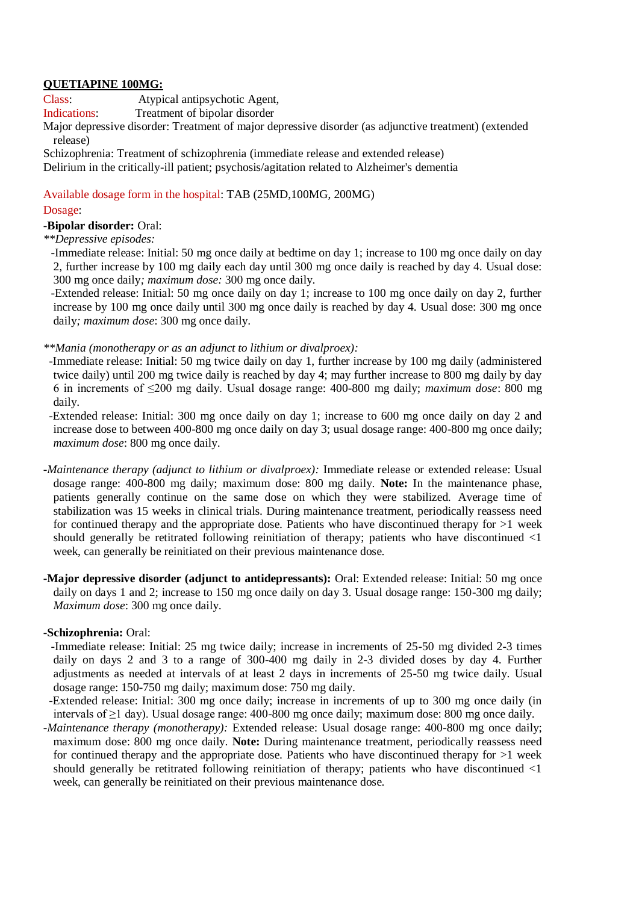**QUETIAPINE 100MG:**

Class: Atypical antipsychotic Agent,

Indications: Treatment of bipolar disorder

Major depressive disorder: Treatment of major depressive disorder (as adjunctive treatment) (extended release)

Schizophrenia: Treatment of schizophrenia (immediate release and extended release)

Delirium in the critically-ill patient; psychosis/agitation related to Alzheimer's dementia

Available dosage form in the hospital: TAB (25MD,100MG, 200MG)

Dosage:

**-Bipolar disorder:** Oral:

*\*\*Depressive episodes:*

-Immediate release: Initial: 50 mg once daily at bedtime on day 1; increase to 100 mg once daily on day 2, further increase by 100 mg daily each day until 300 mg once daily is reached by day 4. Usual dose: 300 mg once daily*; maximum dose:* 300 mg once daily.

-Extended release: Initial: 50 mg once daily on day 1; increase to 100 mg once daily on day 2, further increase by 100 mg once daily until 300 mg once daily is reached by day 4. Usual dose: 300 mg once daily*; maximum dose*: 300 mg once daily.

*\*\*Mania (monotherapy or as an adjunct to lithium or divalproex):*

-Immediate release: Initial: 50 mg twice daily on day 1, further increase by 100 mg daily (administered twice daily) until 200 mg twice daily is reached by day 4; may further increase to 800 mg daily by day 6 in increments of ≤200 mg daily. Usual dosage range: 400-800 mg daily; *maximum dose*: 800 mg daily.

-Extended release: Initial: 300 mg once daily on day 1; increase to 600 mg once daily on day 2 and increase dose to between 400-800 mg once daily on day 3; usual dosage range: 400-800 mg once daily; *maximum dose*: 800 mg once daily.

-*Maintenance therapy (adjunct to lithium or divalproex):* Immediate release or extended release: Usual dosage range: 400-800 mg daily; maximum dose: 800 mg daily. **Note:** In the maintenance phase, patients generally continue on the same dose on which they were stabilized. Average time of stabilization was 15 weeks in clinical trials. During maintenance treatment, periodically reassess need for continued therapy and the appropriate dose. Patients who have discontinued therapy for >1 week should generally be retitrated following reinitiation of therapy; patients who have discontinued <1 week, can generally be reinitiated on their previous maintenance dose.

**-Major depressive disorder (adjunct to antidepressants):** Oral: Extended release: Initial: 50 mg once daily on days 1 and 2; increase to 150 mg once daily on day 3. Usual dosage range: 150-300 mg daily; *Maximum dose*: 300 mg once daily.

**-Schizophrenia:** Oral:

-Immediate release: Initial: 25 mg twice daily; increase in increments of 25-50 mg divided 2-3 times daily on days 2 and 3 to a range of 300-400 mg daily in 2-3 divided doses by day 4. Further adjustments as needed at intervals of at least 2 days in increments of 25-50 mg twice daily. Usual dosage range: 150-750 mg daily; maximum dose: 750 mg daily.

-Extended release: Initial: 300 mg once daily; increase in increments of up to 300 mg once daily (in intervals of ≥1 day). Usual dosage range: 400-800 mg once daily; maximum dose: 800 mg once daily.

-*Maintenance therapy (monotherapy):* Extended release: Usual dosage range: 400-800 mg once daily; maximum dose: 800 mg once daily. **Note:** During maintenance treatment, periodically reassess need for continued therapy and the appropriate dose. Patients who have discontinued therapy for >1 week should generally be retitrated following reinitiation of therapy; patients who have discontinued <1 week, can generally be reinitiated on their previous maintenance dose.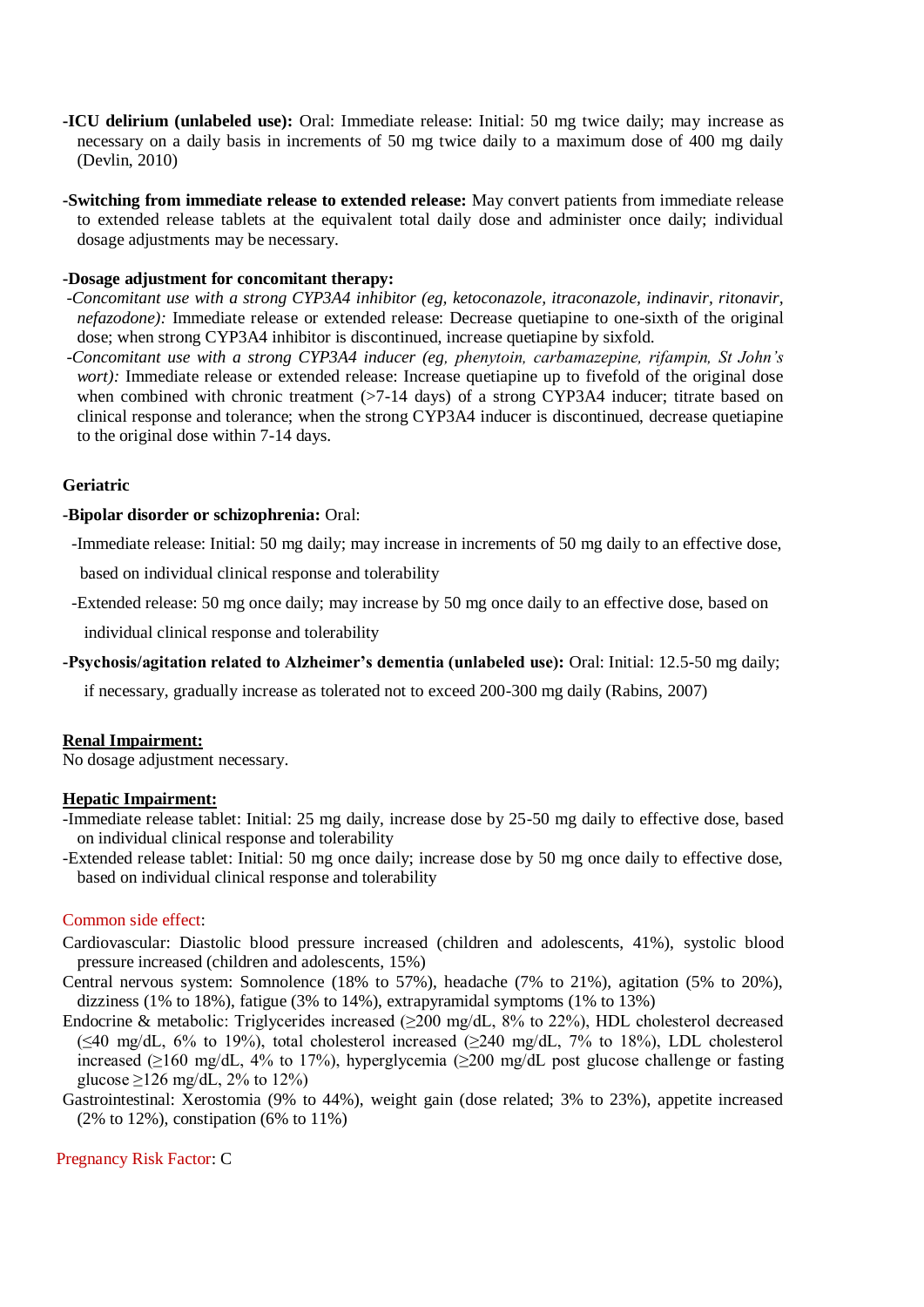-**ICU delirium (unlabeled use):** Oral: Immediate release: Initial: 50 mg twice daily; may increase as necessary on a daily basis in increments of 50 mg twice daily to a maximum dose of 400 mg daily (Devlin, 2010)

-**Switching from immediate release to extended release:** May convert patients from immediate release to extended release tablets at the equivalent total daily dose and administer once daily; individual dosage adjustments may be necessary.

-**Dosage adjustment for concomitant therapy:**

-*Concomitant use with a strong CYP3A4 inhibitor (eg, ketoconazole, itraconazole, indinavir, ritonavir, nefazodone):* Immediate release or extended release: Decrease quetiapine to one-sixth of the original dose; when strong CYP3A4 inhibitor is discontinued, increase quetiapine by sixfold.

-*Concomitant use with a strong CYP3A4 inducer (eg, phenytoin, carbamazepine, rifampin, St John's wort):* Immediate release or extended release: Increase quetiapine up to fivefold of the original dose when combined with chronic treatment (>7-14 days) of a strong CYP3A4 inducer; titrate based on clinical response and tolerance; when the strong CYP3A4 inducer is discontinued, decrease quetiapine to the original dose within 7-14 days.

**Geriatric**

-**Bipolar disorder or schizophrenia:** Oral:

-Immediate release: Initial: 50 mg daily; may increase in increments of 50 mg daily to an effective dose, based on individual clinical response and tolerability

-Extended release: 50 mg once daily; may increase by 50 mg once daily to an effective dose, based on individual clinical response and tolerability

-**Psychosis/agitation related to Alzheimer's dementia (unlabeled use):** Oral: Initial: 12.5-50 mg daily; if necessary, gradually increase as tolerated not to exceed 200-300 mg daily (Rabins, 2007)

**Renal Impairment:**

No dosage adjustment necessary.

**Hepatic Impairment:**

-Immediate release tablet: Initial: 25 mg daily, increase dose by 25-50 mg daily to effective dose, based on individual clinical response and tolerability

-Extended release tablet: Initial: 50 mg once daily; increase dose by 50 mg once daily to effective dose, based on individual clinical response and tolerability

Common side effect:

Cardiovascular: Diastolic blood pressure increased (children and adolescents, 41%), systolic blood pressure increased (children and adolescents, 15%)

Central nervous system: Somnolence (18% to 57%), headache (7% to 21%), agitation (5% to 20%), dizziness (1% to 18%), fatigue (3% to 14%), extrapyramidal symptoms (1% to 13%)

Endocrine & metabolic: Triglycerides increased (≥200 mg/dL, 8% to 22%), HDL cholesterol decreased (≤40 mg/dL, 6% to 19%), total cholesterol increased (≥240 mg/dL, 7% to 18%), LDL cholesterol increased (≥160 mg/dL, 4% to 17%), hyperglycemia (≥200 mg/dL post glucose challenge or fasting glucose ≥126 mg/dL, 2% to 12%)

Gastrointestinal: Xerostomia (9% to 44%), weight gain (dose related; 3% to 23%), appetite increased (2% to 12%), constipation (6% to 11%)

Pregnancy Risk Factor: C